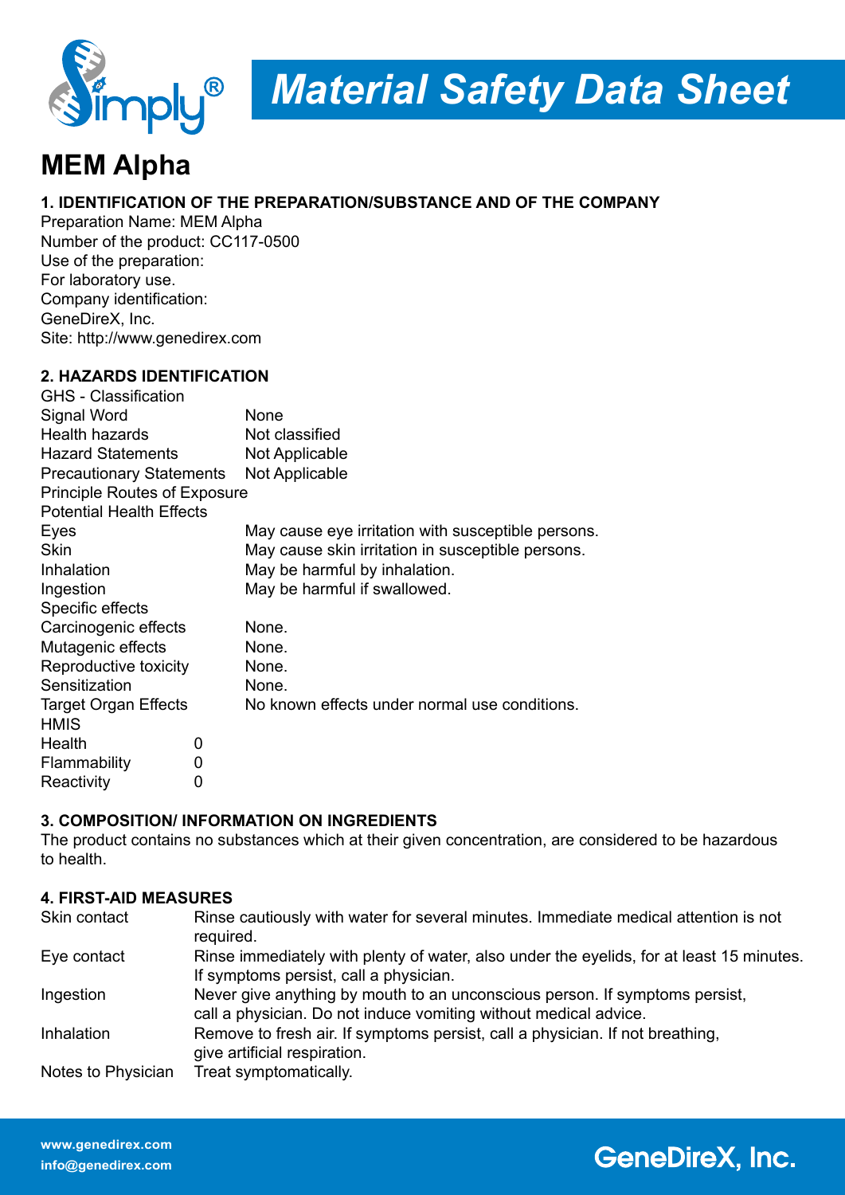# Material Safety Data Sheet

## MEM Alpha

### 1. IDENTIFICATION OF THE PREPARATION/SUBSTANCE AND OF THE COMPANY

Preparation Name: MEM Alpha
Number of the product: CC117-0500
Use of the preparation:
For laboratory use.
Company identification:
GeneDireX, Inc.
Site: http://www.genedirex.com

### 2. HAZARDS IDENTIFICATION

GHS - Classification

| | |
|---|---|
| Signal Word | None |
| Health hazards | Not classified |
| Hazard Statements | Not Applicable |
| Precautionary Statements | Not Applicable |

Principle Routes of Exposure
Potential Health Effects

| | |
|---|---|
| Eyes | May cause eye irritation with susceptible persons. |
| Skin | May cause skin irritation in susceptible persons. |
| Inhalation | May be harmful by inhalation. |
| Ingestion | May be harmful if swallowed. |

Specific effects

| | |
|---|---|
| Carcinogenic effects | None. |
| Mutagenic effects | None. |
| Reproductive toxicity | None. |
| Sensitization | None. |
| Target Organ Effects | No known effects under normal use conditions. |

HMIS

| | |
|---|---|
| Health | 0 |
| Flammability | 0 |
| Reactivity | 0 |

### 3. COMPOSITION/ INFORMATION ON INGREDIENTS

The product contains no substances which at their given concentration, are considered to be hazardous to health.

### 4. FIRST-AID MEASURES

| | |
|---|---|
| Skin contact | Rinse cautiously with water for several minutes. Immediate medical attention is not required. |
| Eye contact | Rinse immediately with plenty of water, also under the eyelids, for at least 15 minutes. If symptoms persist, call a physician. |
| Ingestion | Never give anything by mouth to an unconscious person. If symptoms persist, call a physician. Do not induce vomiting without medical advice. |
| Inhalation | Remove to fresh air. If symptoms persist, call a physician. If not breathing, give artificial respiration. |
| Notes to Physician | Treat symptomatically. |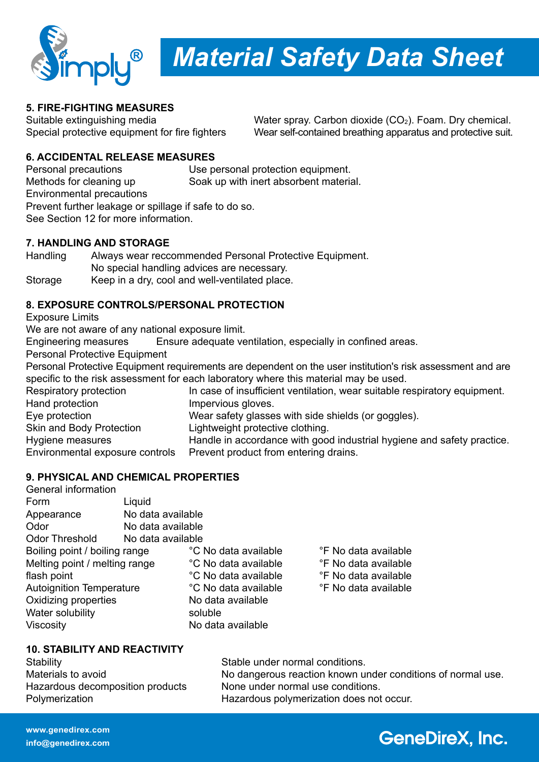## 5. FIRE-FIGHTING MEASURES

| | |
|---|---|
| Suitable extinguishing media | Water spray. Carbon dioxide ($CO_2$). Foam. Dry chemical. |
| Special protective equipment for fire fighters | Wear self-contained breathing apparatus and protective suit. |

## 6. ACCIDENTAL RELEASE MEASURES

| | |
|---|---|
| Personal precautions | Use personal protection equipment. |
| Methods for cleaning up | Soak up with inert absorbent material. |

Environmental precautions

Prevent further leakage or spillage if safe to do so.

See Section 12 for more information.

## 7. HANDLING AND STORAGE

| | |
|---|---|
| Handling | Always wear reccommended Personal Protective Equipment. No special handling advices are necessary. |
| Storage | Keep in a dry, cool and well-ventilated place. |

## 8. EXPOSURE CONTROLS/PERSONAL PROTECTION

Exposure Limits

We are not aware of any national exposure limit.

Engineering measures    Ensure adequate ventilation, especially in confined areas.

Personal Protective Equipment

Personal Protective Equipment requirements are dependent on the user institution's risk assessment and are specific to the risk assessment for each laboratory where this material may be used.

| | |
|---|---|
| Respiratory protection | In case of insufficient ventilation, wear suitable respiratory equipment. |
| Hand protection | Impervious gloves. |
| Eye protection | Wear safety glasses with side shields (or goggles). |
| Skin and Body Protection | Lightweight protective clothing. |
| Hygiene measures | Handle in accordance with good industrial hygiene and safety practice. |
| Environmental exposure controls | Prevent product from entering drains. |

## 9. PHYSICAL AND CHEMICAL PROPERTIES

General information

| | | |
|---|---|---|
| Form | Liquid | |
| Appearance | No data available | |
| Odor | No data available | |
| Odor Threshold | No data available | |
| Boiling point / boiling range | °C No data available | °F No data available |
| Melting point / melting range | °C No data available | °F No data available |
| flash point | °C No data available | °F No data available |
| Autoignition Temperature | °C No data available | °F No data available |
| Oxidizing properties | No data available | |
| Water solubility | soluble | |
| Viscosity | No data available | |

## 10. STABILITY AND REACTIVITY

| | |
|---|---|
| Stability | Stable under normal conditions. |
| Materials to avoid | No dangerous reaction known under conditions of normal use. |
| Hazardous decomposition products | None under normal use conditions. |
| Polymerization | Hazardous polymerization does not occur. |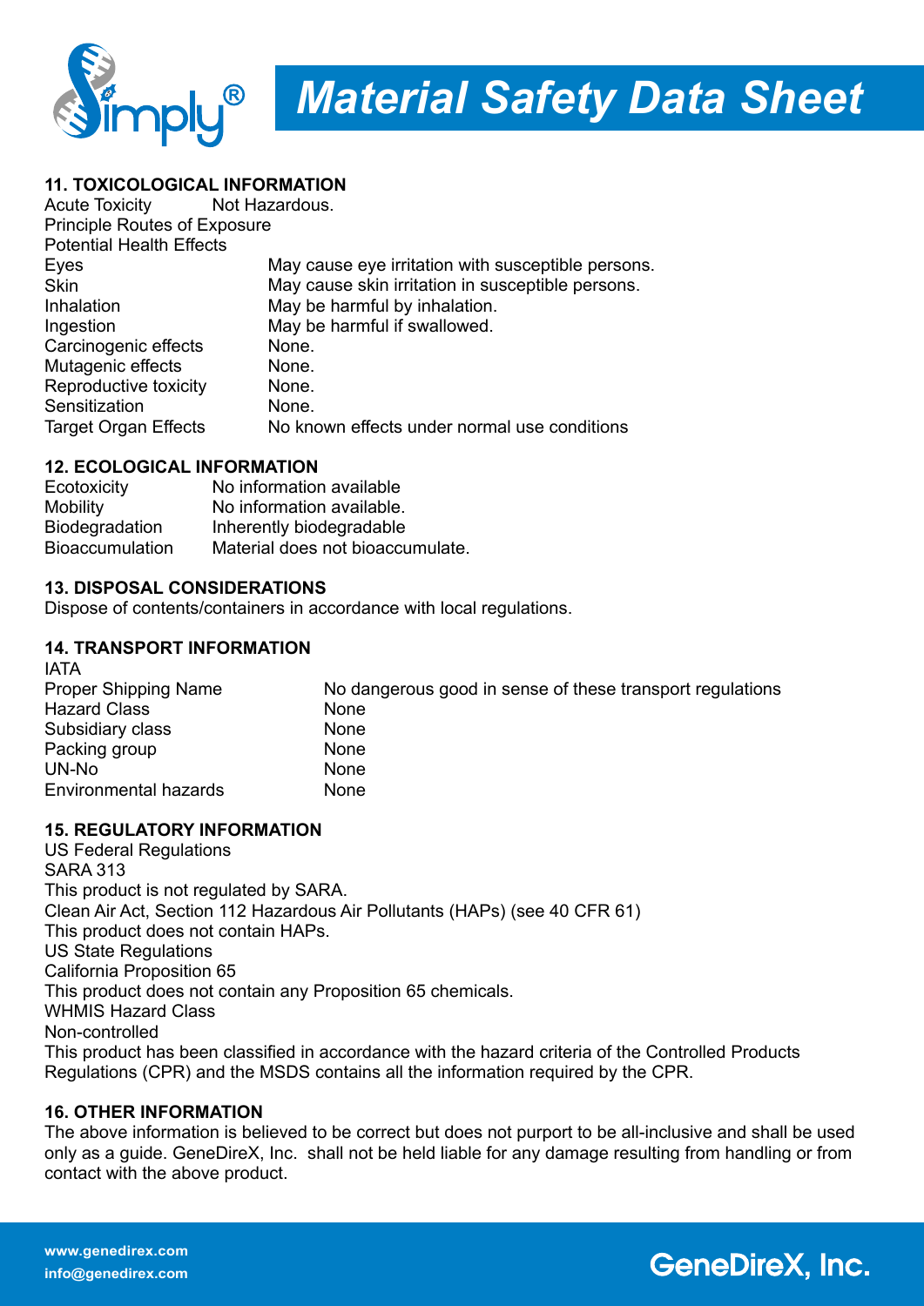## 11. TOXICOLOGICAL INFORMATION

Acute Toxicity Not Hazardous.

Principle Routes of Exposure

Potential Health Effects

| | |
|---|---|
| Eyes | May cause eye irritation with susceptible persons. |
| Skin | May cause skin irritation in susceptible persons. |
| Inhalation | May be harmful by inhalation. |
| Ingestion | May be harmful if swallowed. |
| Carcinogenic effects | None. |
| Mutagenic effects | None. |
| Reproductive toxicity | None. |
| Sensitization | None. |
| Target Organ Effects | No known effects under normal use conditions |

## 12. ECOLOGICAL INFORMATION

| | |
|---|---|
| Ecotoxicity | No information available |
| Mobility | No information available. |
| Biodegradation | Inherently biodegradable |
| Bioaccumulation | Material does not bioaccumulate. |

## 13. DISPOSAL CONSIDERATIONS

Dispose of contents/containers in accordance with local regulations.

## 14. TRANSPORT INFORMATION

IATA

| | |
|---|---|
| Proper Shipping Name | No dangerous good in sense of these transport regulations |
| Hazard Class | None |
| Subsidiary class | None |
| Packing group | None |
| UN-No | None |
| Environmental hazards | None |

## 15. REGULATORY INFORMATION

US Federal Regulations

SARA 313

This product is not regulated by SARA.

Clean Air Act, Section 112 Hazardous Air Pollutants (HAPs) (see 40 CFR 61)

This product does not contain HAPs.

US State Regulations

California Proposition 65

This product does not contain any Proposition 65 chemicals.

WHMIS Hazard Class

Non-controlled

This product has been classified in accordance with the hazard criteria of the Controlled Products Regulations (CPR) and the MSDS contains all the information required by the CPR.

## 16. OTHER INFORMATION

The above information is believed to be correct but does not purport to be all-inclusive and shall be used only as a guide. GeneDireX, Inc. shall not be held liable for any damage resulting from handling or from contact with the above product.